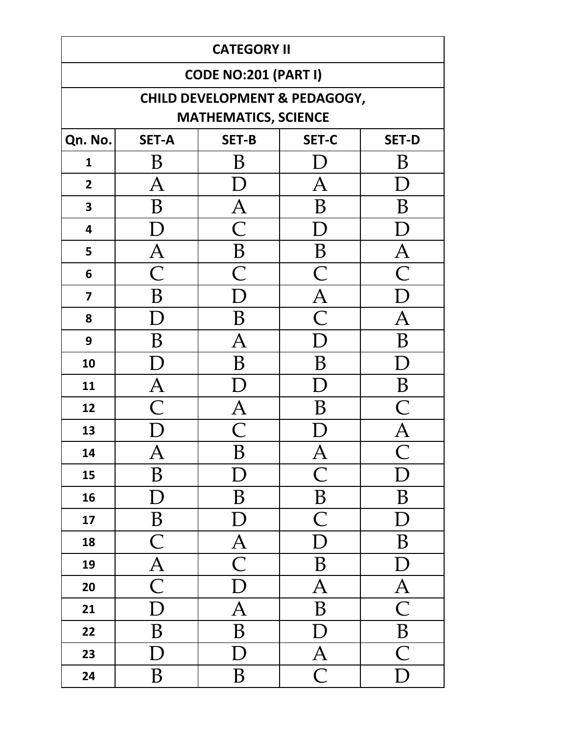| CATEGORY II | | | | |
|---|---|---|---|---|
| CODE NO:201 (PART I) | | | | |
| CHILD DEVELOPMENT & PEDAGOGY, MATHEMATICS, SCIENCE | | | | |
| Qn. No. | SET-A | SET-B | SET-C | SET-D |
| 1 | B | B | D | B |
| 2 | A | D | A | D |
| 3 | B | A | B | B |
| 4 | D | C | D | D |
| 5 | A | B | B | A |
| 6 | C | C | C | C |
| 7 | B | D | A | D |
| 8 | D | B | C | A |
| 9 | B | A | D | B |
| 10 | D | B | B | D |
| 11 | A | D | D | B |
| 12 | C | A | B | C |
| 13 | D | C | D | A |
| 14 | A | B | A | C |
| 15 | B | D | C | D |
| 16 | D | B | B | B |
| 17 | B | D | C | D |
| 18 | C | A | D | B |
| 19 | A | C | B | D |
| 20 | C | D | A | A |
| 21 | D | A | B | C |
| 22 | B | B | D | B |
| 23 | D | D | A | C |
| 24 | B | B | C | D |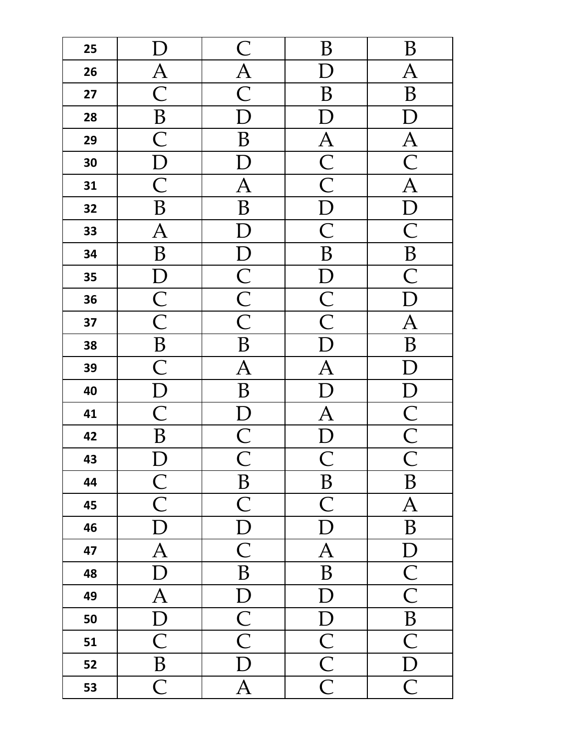| 25 | D | C | B | B |
|---|---|---|---|---|
| 26 | A | A | D | A |
| 27 | C | C | B | B |
| 28 | B | D | D | D |
| 29 | C | B | A | A |
| 30 | D | D | C | C |
| 31 | C | A | C | A |
| 32 | B | B | D | D |
| 33 | A | D | C | C |
| 34 | B | D | B | B |
| 35 | D | C | D | C |
| 36 | C | C | C | D |
| 37 | C | C | C | A |
| 38 | B | B | D | B |
| 39 | C | A | A | D |
| 40 | D | B | D | D |
| 41 | C | D | A | C |
| 42 | B | C | D | C |
| 43 | D | C | C | C |
| 44 | C | B | B | B |
| 45 | C | C | C | A |
| 46 | D | D | D | B |
| 47 | A | C | A | D |
| 48 | D | B | B | C |
| 49 | A | D | D | C |
| 50 | D | C | D | B |
| 51 | C | C | C | C |
| 52 | B | D | C | D |
| 53 | C | A | C | C |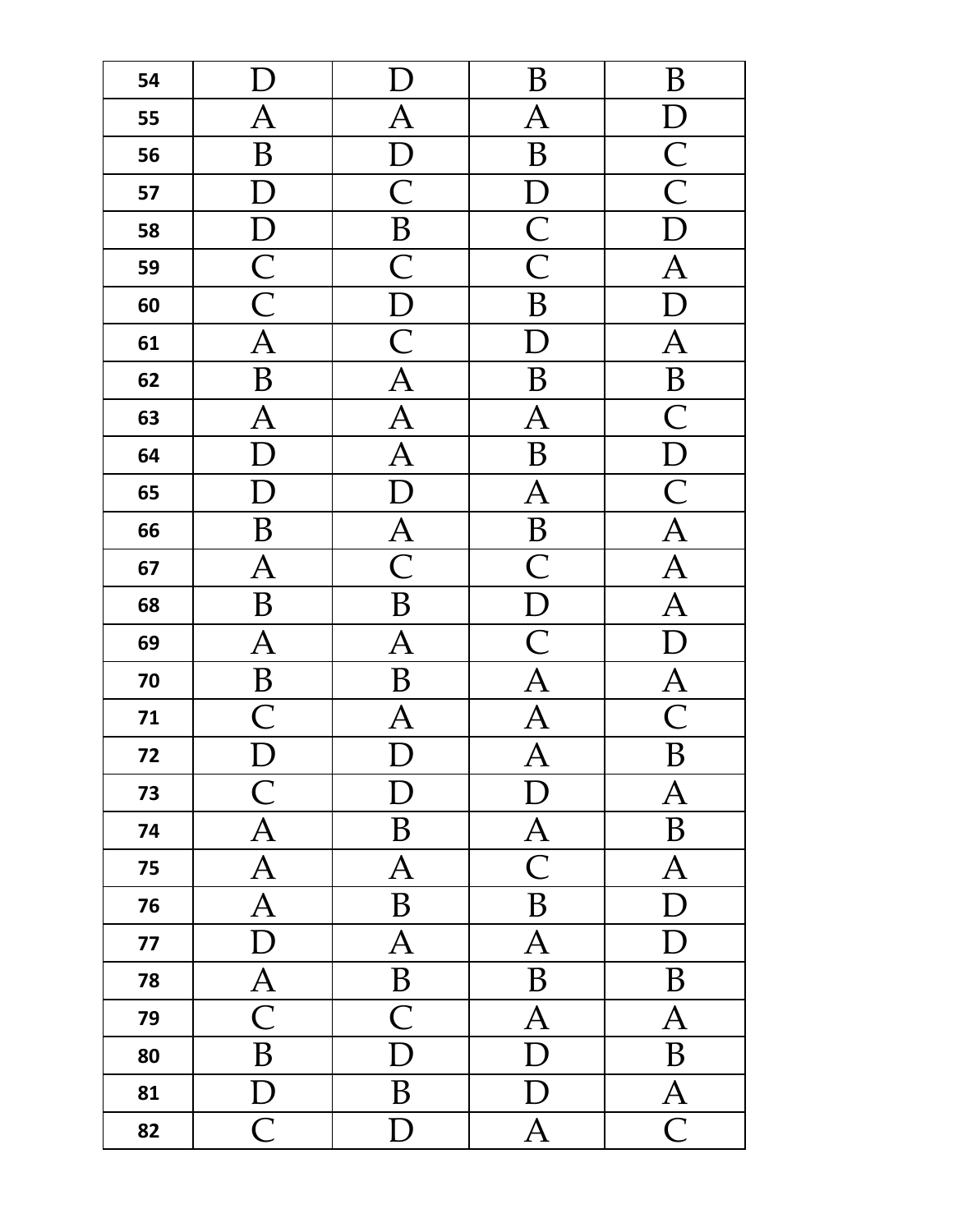| 54 | D | D | B | B |
|---|---|---|---|---|
| 55 | A | A | A | D |
| 56 | B | D | B | C |
| 57 | D | C | D | C |
| 58 | D | B | C | D |
| 59 | C | C | C | A |
| 60 | C | D | B | D |
| 61 | A | C | D | A |
| 62 | B | A | B | B |
| 63 | A | A | A | C |
| 64 | D | A | B | D |
| 65 | D | D | A | C |
| 66 | B | A | B | A |
| 67 | A | C | C | A |
| 68 | B | B | D | A |
| 69 | A | A | C | D |
| 70 | B | B | A | A |
| 71 | C | A | A | C |
| 72 | D | D | A | B |
| 73 | C | D | D | A |
| 74 | A | B | A | B |
| 75 | A | A | C | A |
| 76 | A | B | B | D |
| 77 | D | A | A | D |
| 78 | A | B | B | B |
| 79 | C | C | A | A |
| 80 | B | D | D | B |
| 81 | D | B | D | A |
| 82 | C | D | A | C |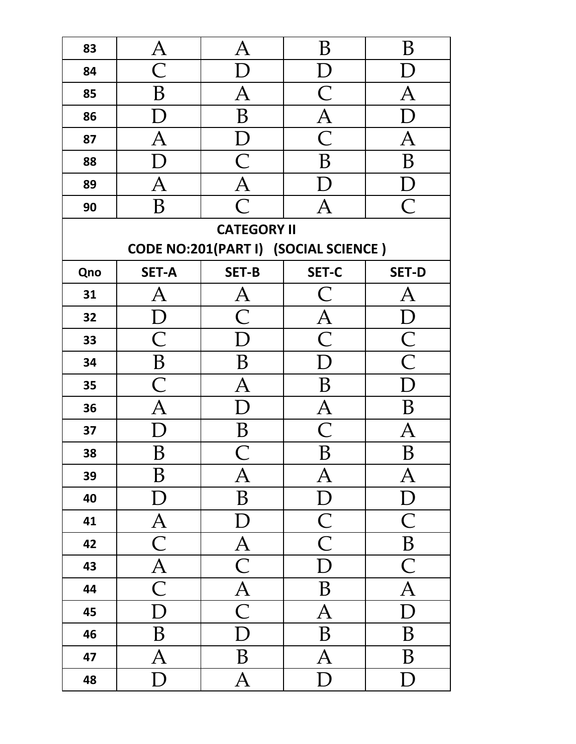| | | | | |
|---|---|---|---|---|
| 83 | A | A | B | B |
| 84 | C | D | D | D |
| 85 | B | A | C | A |
| 86 | D | B | A | D |
| 87 | A | D | C | A |
| 88 | D | C | B | B |
| 89 | A | A | D | D |
| 90 | B | C | A | C |

**CATEGORY II**

**CODE NO:201(PART I) (SOCIAL SCIENCE )**

| Qno | SET-A | SET-B | SET-C | SET-D |
|---|---|---|---|---|
| 31 | A | A | C | A |
| 32 | D | C | A | D |
| 33 | C | D | C | C |
| 34 | B | B | D | C |
| 35 | C | A | B | D |
| 36 | A | D | A | B |
| 37 | D | B | C | A |
| 38 | B | C | B | B |
| 39 | B | A | A | A |
| 40 | D | B | D | D |
| 41 | A | D | C | C |
| 42 | C | A | C | B |
| 43 | A | C | D | C |
| 44 | C | A | B | A |
| 45 | D | C | A | D |
| 46 | B | D | B | B |
| 47 | A | B | A | B |
| 48 | D | A | D | D |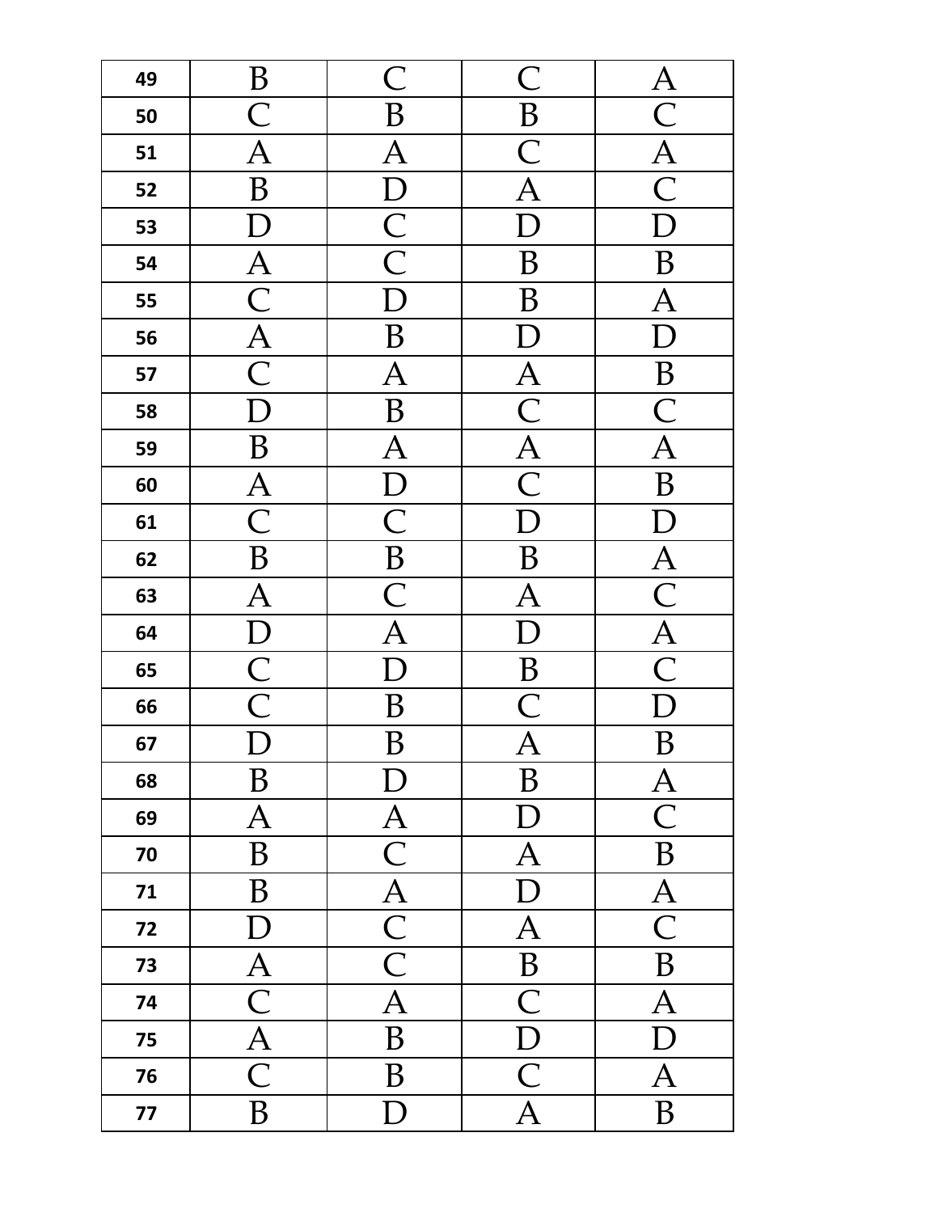| 49 | B | C | C | A |
|---|---|---|---|---|
| 50 | C | B | B | C |
| 51 | A | A | C | A |
| 52 | B | D | A | C |
| 53 | D | C | D | D |
| 54 | A | C | B | B |
| 55 | C | D | B | A |
| 56 | A | B | D | D |
| 57 | C | A | A | B |
| 58 | D | B | C | C |
| 59 | B | A | A | A |
| 60 | A | D | C | B |
| 61 | C | C | D | D |
| 62 | B | B | B | A |
| 63 | A | C | A | C |
| 64 | D | A | D | A |
| 65 | C | D | B | C |
| 66 | C | B | C | D |
| 67 | D | B | A | B |
| 68 | B | D | B | A |
| 69 | A | A | D | C |
| 70 | B | C | A | B |
| 71 | B | A | D | A |
| 72 | D | C | A | C |
| 73 | A | C | B | B |
| 74 | C | A | C | A |
| 75 | A | B | D | D |
| 76 | C | B | C | A |
| 77 | B | D | A | B |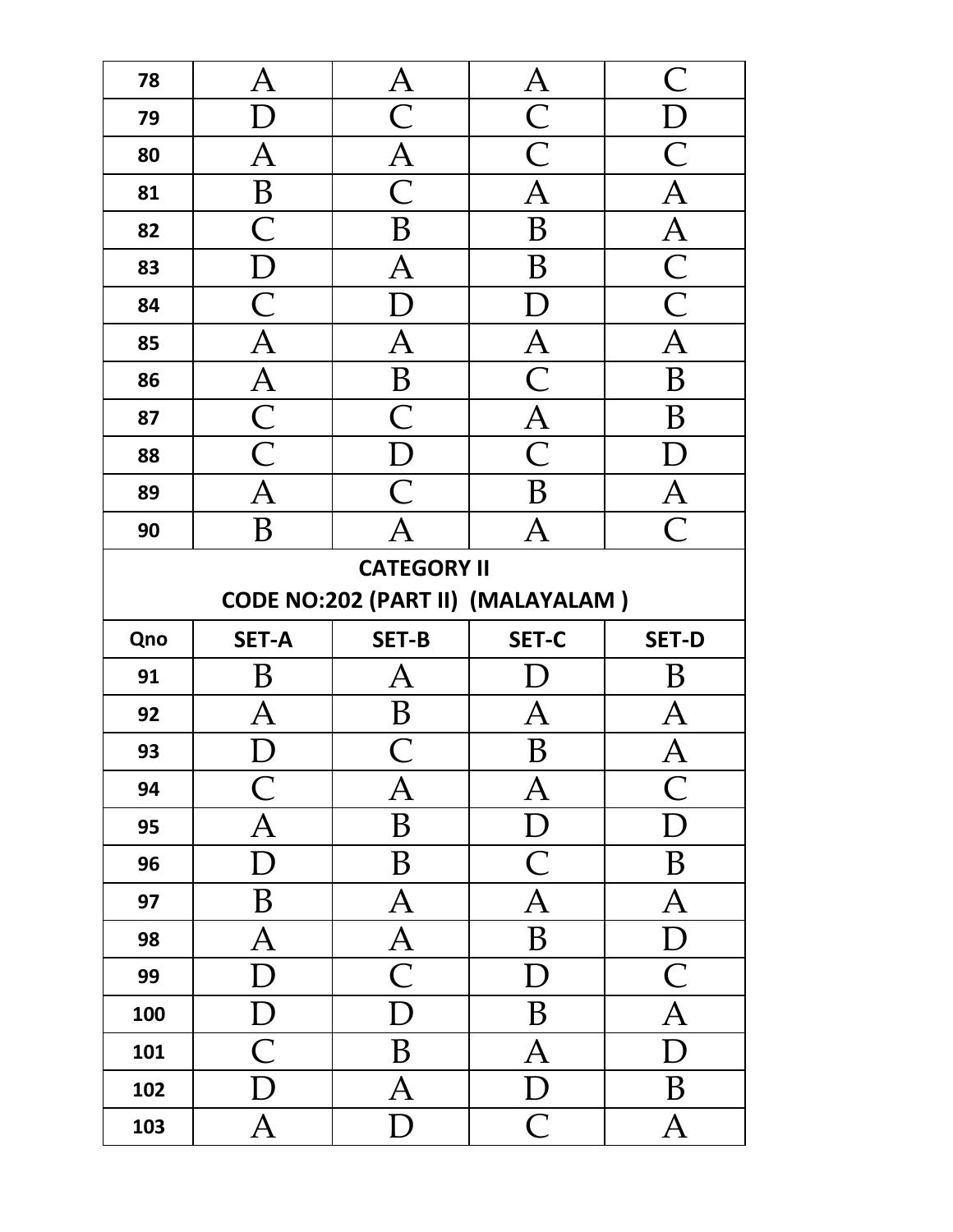| | | | | |
|---|---|---|---|---|
| 78 | A | A | A | C |
| 79 | D | C | C | D |
| 80 | A | A | C | C |
| 81 | B | C | A | A |
| 82 | C | B | B | A |
| 83 | D | A | B | C |
| 84 | C | D | D | C |
| 85 | A | A | A | A |
| 86 | A | B | C | B |
| 87 | C | C | A | B |
| 88 | C | D | C | D |
| 89 | A | C | B | A |
| 90 | B | A | A | C |

**CATEGORY II**

**CODE NO:202 (PART II) (MALAYALAM )**

| Qno | SET-A | SET-B | SET-C | SET-D |
|---|---|---|---|---|
| 91 | B | A | D | B |
| 92 | A | B | A | A |
| 93 | D | C | B | A |
| 94 | C | A | A | C |
| 95 | A | B | D | D |
| 96 | D | B | C | B |
| 97 | B | A | A | A |
| 98 | A | A | B | D |
| 99 | D | C | D | C |
| 100 | D | D | B | A |
| 101 | C | B | A | D |
| 102 | D | A | D | B |
| 103 | A | D | C | A |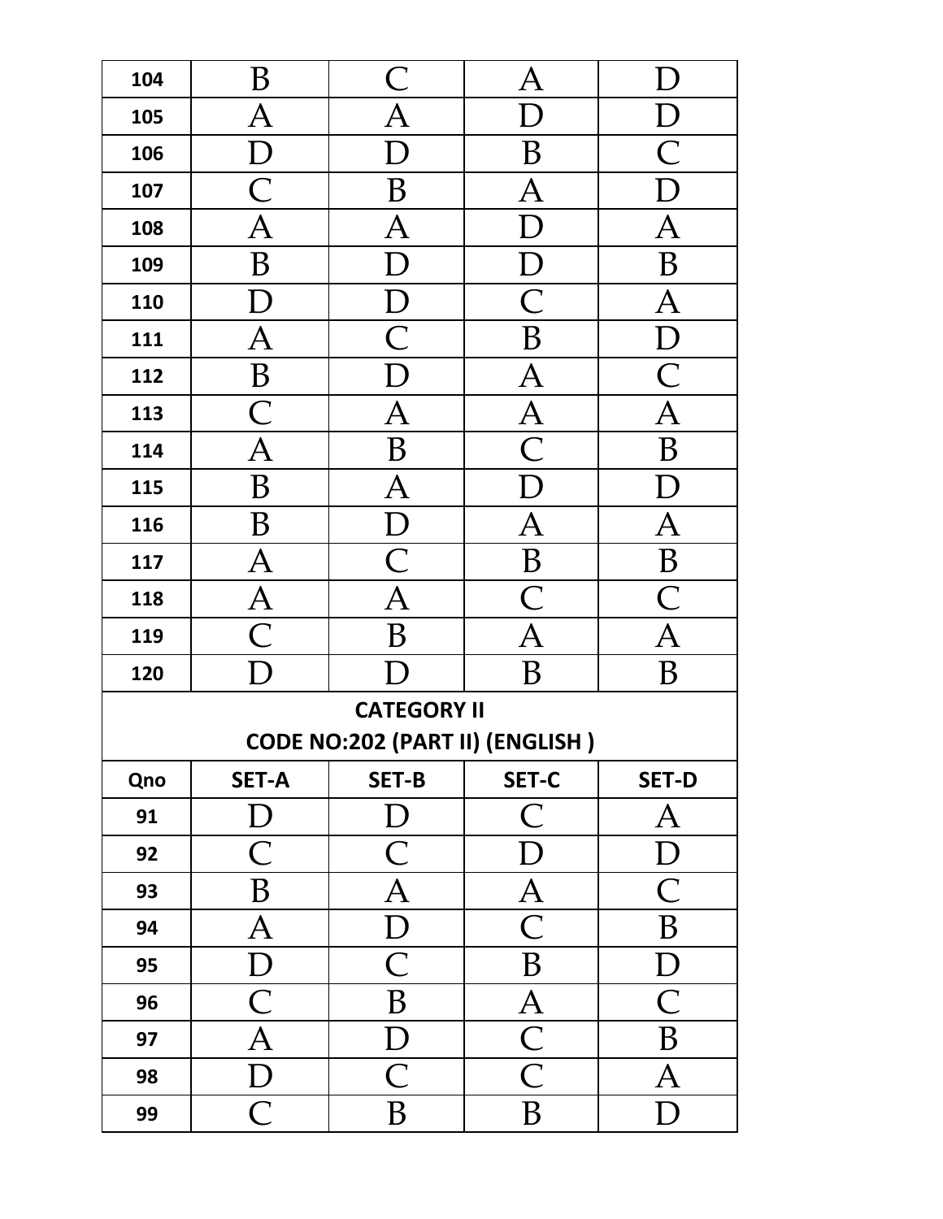| | | | | |
|---|---|---|---|---|
| 104 | B | C | A | D |
| 105 | A | A | D | D |
| 106 | D | D | B | C |
| 107 | C | B | A | D |
| 108 | A | A | D | A |
| 109 | B | D | D | B |
| 110 | D | D | C | A |
| 111 | A | C | B | D |
| 112 | B | D | A | C |
| 113 | C | A | A | A |
| 114 | A | B | C | B |
| 115 | B | A | D | D |
| 116 | B | D | A | A |
| 117 | A | C | B | B |
| 118 | A | A | C | C |
| 119 | C | B | A | A |
| 120 | D | D | B | B |

**CATEGORY II**

**CODE NO:202 (PART II) (ENGLISH )**

| Qno | SET-A | SET-B | SET-C | SET-D |
|---|---|---|---|---|
| 91 | D | D | C | A |
| 92 | C | C | D | D |
| 93 | B | A | A | C |
| 94 | A | D | C | B |
| 95 | D | C | B | D |
| 96 | C | B | A | C |
| 97 | A | D | C | B |
| 98 | D | C | C | A |
| 99 | C | B | B | D |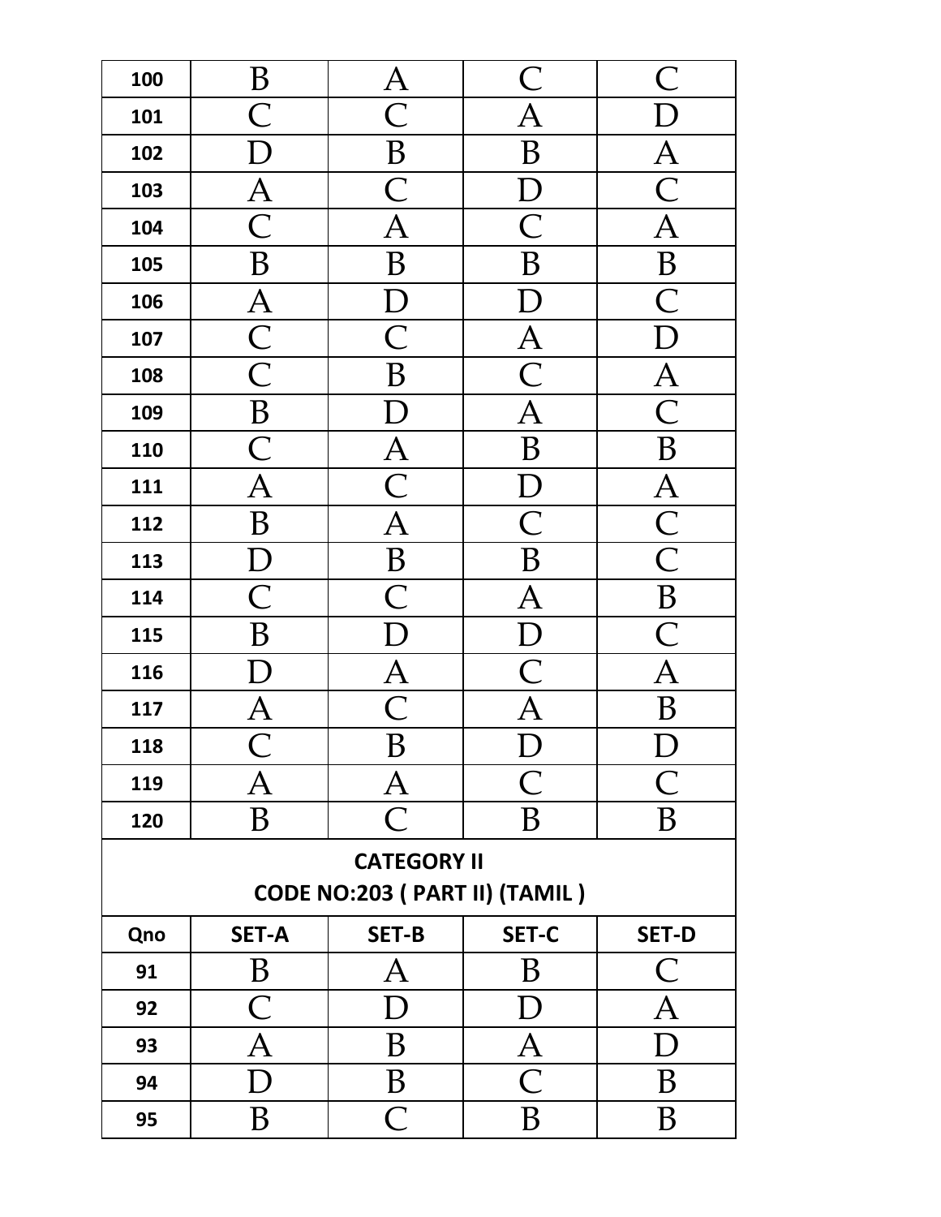| | | | | |
|---|---|---|---|---|
| 100 | B | A | C | C |
| 101 | C | C | A | D |
| 102 | D | B | B | A |
| 103 | A | C | D | C |
| 104 | C | A | C | A |
| 105 | B | B | B | B |
| 106 | A | D | D | C |
| 107 | C | C | A | D |
| 108 | C | B | C | A |
| 109 | B | D | A | C |
| 110 | C | A | B | B |
| 111 | A | C | D | A |
| 112 | B | A | C | C |
| 113 | D | B | B | C |
| 114 | C | C | A | B |
| 115 | B | D | D | C |
| 116 | D | A | C | A |
| 117 | A | C | A | B |
| 118 | C | B | D | D |
| 119 | A | A | C | C |
| 120 | B | C | B | B |

**CATEGORY II**
**CODE NO:203 ( PART II) (TAMIL )**

| Qno | SET-A | SET-B | SET-C | SET-D |
|---|---|---|---|---|
| 91 | B | A | B | C |
| 92 | C | D | D | A |
| 93 | A | B | A | D |
| 94 | D | B | C | B |
| 95 | B | C | B | B |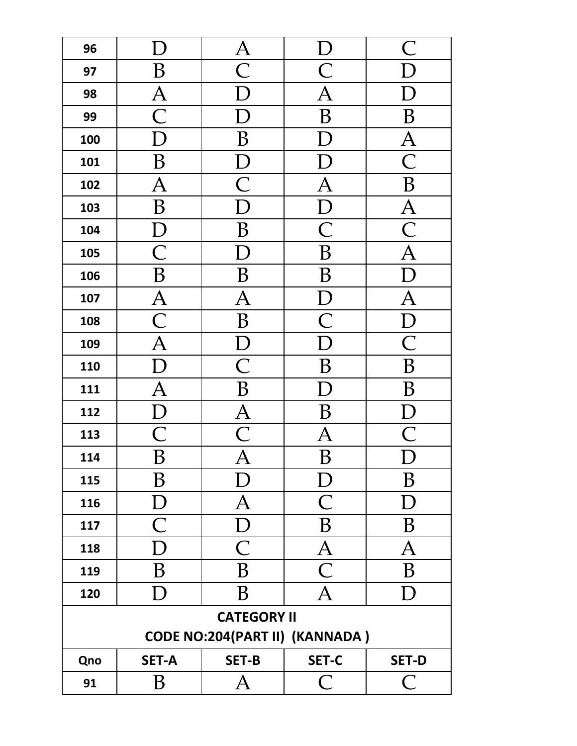| | | | | |
|---|---|---|---|---|
| 96 | D | A | D | C |
| 97 | B | C | C | D |
| 98 | A | D | A | D |
| 99 | C | D | B | B |
| 100 | D | B | D | A |
| 101 | B | D | D | C |
| 102 | A | C | A | B |
| 103 | B | D | D | A |
| 104 | D | B | C | C |
| 105 | C | D | B | A |
| 106 | B | B | B | D |
| 107 | A | A | D | A |
| 108 | C | B | C | D |
| 109 | A | D | D | C |
| 110 | D | C | B | B |
| 111 | A | B | D | B |
| 112 | D | A | B | D |
| 113 | C | C | A | C |
| 114 | B | A | B | D |
| 115 | B | D | D | B |
| 116 | D | A | C | D |
| 117 | C | D | B | B |
| 118 | D | C | A | A |
| 119 | B | B | C | B |
| 120 | D | B | A | D |

**CATEGORY II**

**CODE NO:204(PART II) (KANNADA )**

| Qno | SET-A | SET-B | SET-C | SET-D |
|---|---|---|---|---|
| 91 | B | A | C | C |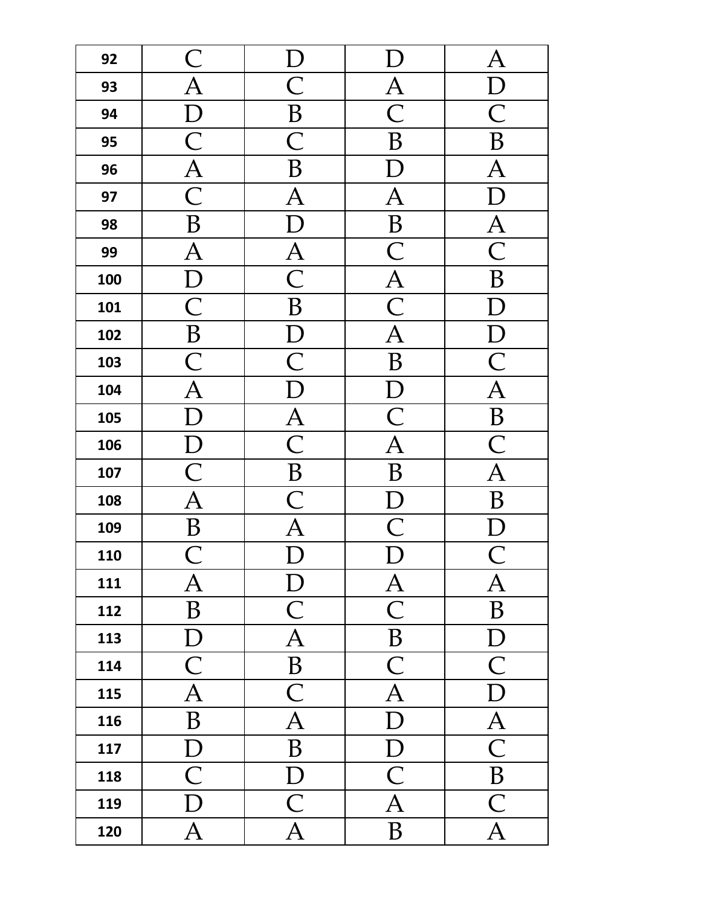| 92 | C | D | D | A |
|---|---|---|---|---|
| 93 | A | C | A | D |
| 94 | D | B | C | C |
| 95 | C | C | B | B |
| 96 | A | B | D | A |
| 97 | C | A | A | D |
| 98 | B | D | B | A |
| 99 | A | A | C | C |
| 100 | D | C | A | B |
| 101 | C | B | C | D |
| 102 | B | D | A | D |
| 103 | C | C | B | C |
| 104 | A | D | D | A |
| 105 | D | A | C | B |
| 106 | D | C | A | C |
| 107 | C | B | B | A |
| 108 | A | C | D | B |
| 109 | B | A | C | D |
| 110 | C | D | D | C |
| 111 | A | D | A | A |
| 112 | B | C | C | B |
| 113 | D | A | B | D |
| 114 | C | B | C | C |
| 115 | A | C | A | D |
| 116 | B | A | D | A |
| 117 | D | B | D | C |
| 118 | C | D | C | B |
| 119 | D | C | A | C |
| 120 | A | A | B | A |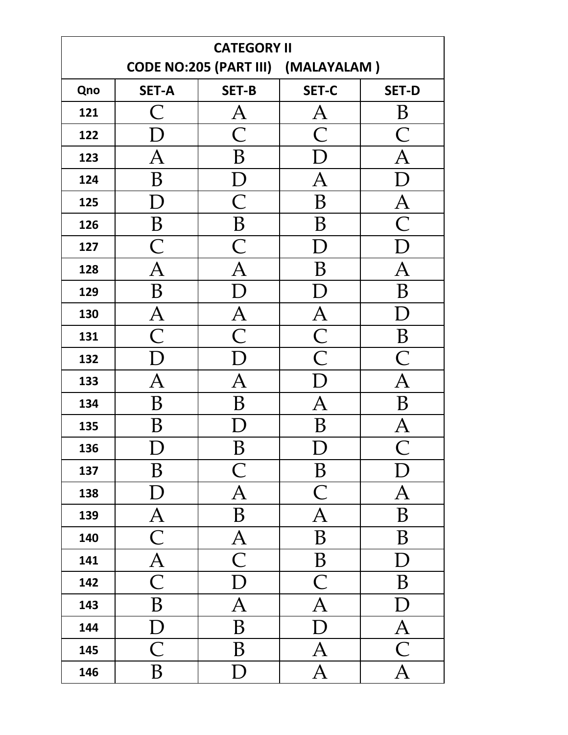| CATEGORY II<br>CODE NO:205 (PART III) (MALAYALAM ) | | | | |
|---|---|---|---|---|
| Qno | SET-A | SET-B | SET-C | SET-D |
| 121 | C | A | A | B |
| 122 | D | C | C | C |
| 123 | A | B | D | A |
| 124 | B | D | A | D |
| 125 | D | C | B | A |
| 126 | B | B | B | C |
| 127 | C | C | D | D |
| 128 | A | A | B | A |
| 129 | B | D | D | B |
| 130 | A | A | A | D |
| 131 | C | C | C | B |
| 132 | D | D | C | C |
| 133 | A | A | D | A |
| 134 | B | B | A | B |
| 135 | B | D | B | A |
| 136 | D | B | D | C |
| 137 | B | C | B | D |
| 138 | D | A | C | A |
| 139 | A | B | A | B |
| 140 | C | A | B | B |
| 141 | A | C | B | D |
| 142 | C | D | C | B |
| 143 | B | A | A | D |
| 144 | D | B | D | A |
| 145 | C | B | A | C |
| 146 | B | D | A | A |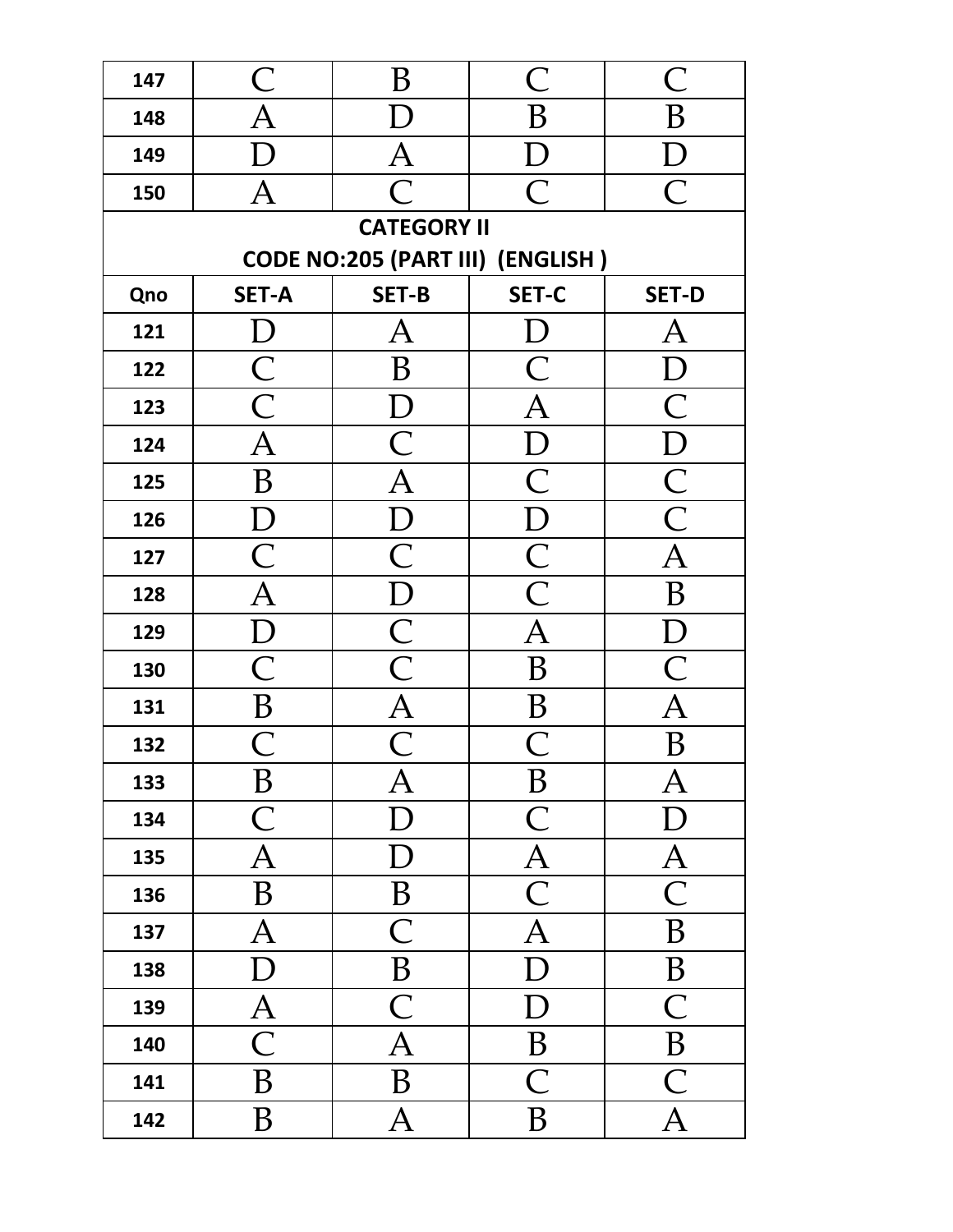| 147 | C | B | C | C |
|---|---|---|---|---|
| 148 | A | D | B | B |
| 149 | D | A | D | D |
| 150 | A | C | C | C |

**CATEGORY II**

**CODE NO:205 (PART III) (ENGLISH )**

| Qno | SET-A | SET-B | SET-C | SET-D |
|---|---|---|---|---|
| 121 | D | A | D | A |
| 122 | C | B | C | D |
| 123 | C | D | A | C |
| 124 | A | C | D | D |
| 125 | B | A | C | C |
| 126 | D | D | D | C |
| 127 | C | C | C | A |
| 128 | A | D | C | B |
| 129 | D | C | A | D |
| 130 | C | C | B | C |
| 131 | B | A | B | A |
| 132 | C | C | C | B |
| 133 | B | A | B | A |
| 134 | C | D | C | D |
| 135 | A | D | A | A |
| 136 | B | B | C | C |
| 137 | A | C | A | B |
| 138 | D | B | D | B |
| 139 | A | C | D | C |
| 140 | C | A | B | B |
| 141 | B | B | C | C |
| 142 | B | A | B | A |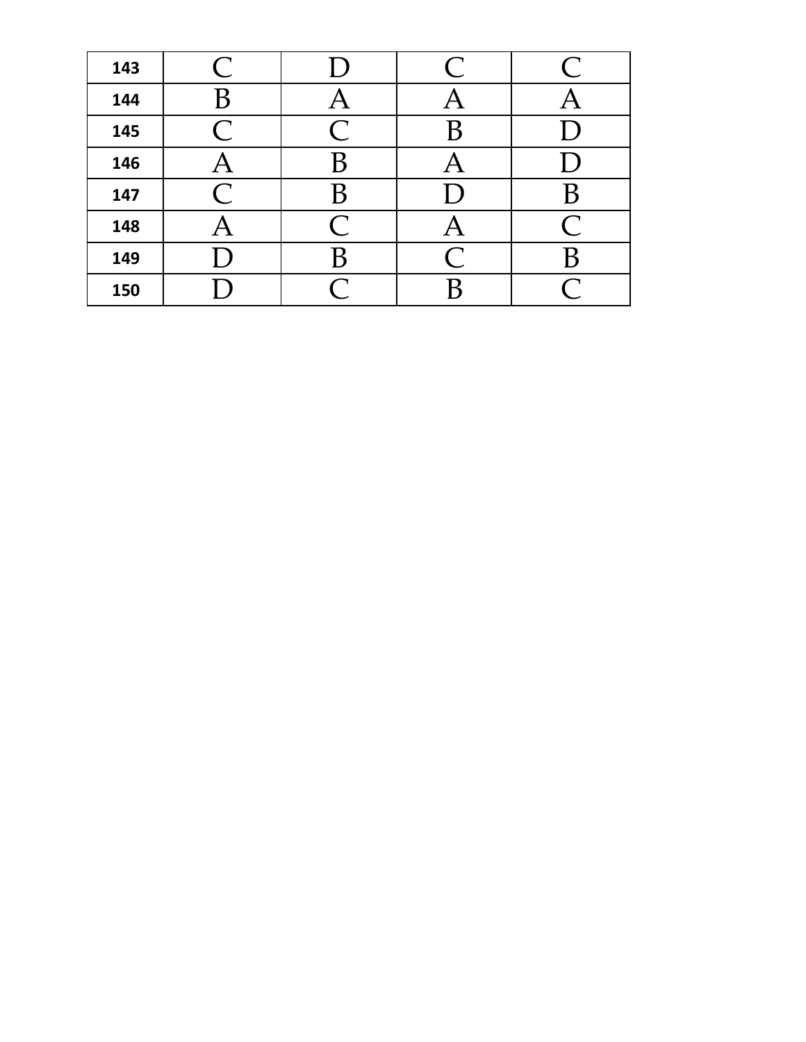| | | | | |
|---|---|---|---|---|
| 143 | C | D | C | C |
| 144 | B | A | A | A |
| 145 | C | C | B | D |
| 146 | A | B | A | D |
| 147 | C | B | D | B |
| 148 | A | C | A | C |
| 149 | D | B | C | B |
| 150 | D | C | B | C |